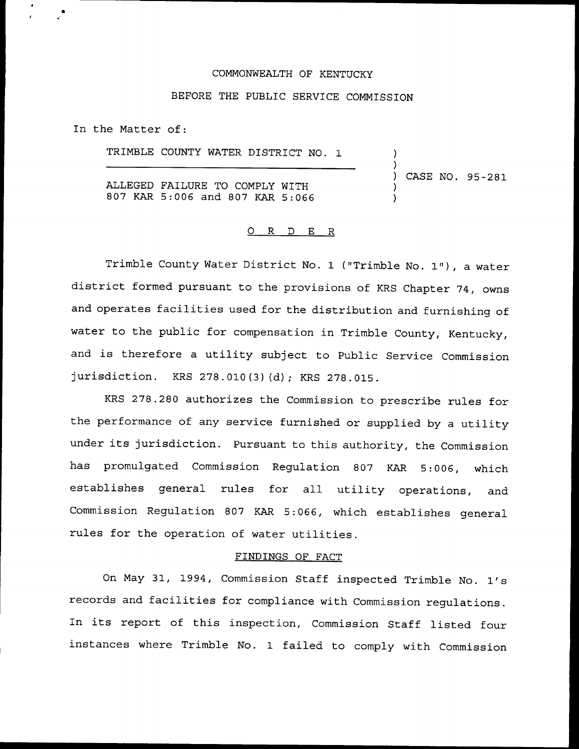COMMONWEALTH OF KENTUCKY

BEFORE THE PUBLIC SERVICE COMMISSION

In the Matter of:

| | | |
|---|---|---|
| TRIMBLE COUNTY WATER DISTRICT NO. 1 | ) | |
| | ) | |
| | ) | CASE NO. 95-281 |
| ALLEGED FAILURE TO COMPLY WITH | ) | |
| 807 KAR 5:006 and 807 KAR 5:066 | ) | |

## O R D E R

Trimble County Water District No. 1 ("Trimble No. 1"), a water district formed pursuant to the provisions of KRS Chapter 74, owns and operates facilities used for the distribution and furnishing of water to the public for compensation in Trimble County, Kentucky, and is therefore a utility subject to Public Service Commission jurisdiction. KRS 278.010(3)(d); KRS 278.015.

KRS 278.280 authorizes the Commission to prescribe rules for the performance of any service furnished or supplied by a utility under its jurisdiction. Pursuant to this authority, the Commission has promulgated Commission Regulation 807 KAR 5:006, which establishes general rules for all utility operations, and Commission Regulation 807 KAR 5:066, which establishes general rules for the operation of water utilities.

### FINDINGS OF FACT

On May 31, 1994, Commission Staff inspected Trimble No. 1's records and facilities for compliance with Commission regulations. In its report of this inspection, Commission Staff listed four instances where Trimble No. 1 failed to comply with Commission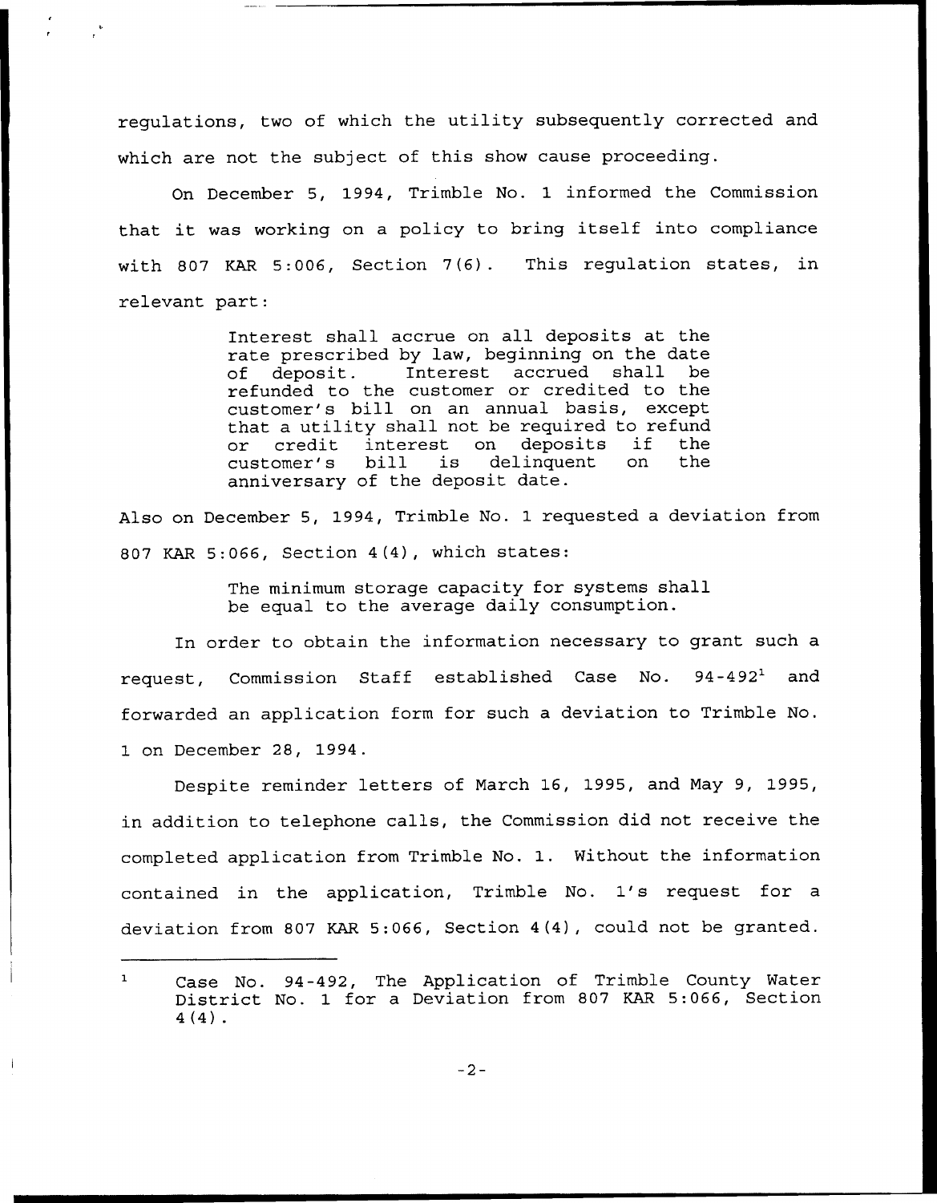regulations, two of which the utility subsequently corrected and which are not the subject of this show cause proceeding.

On December 5, 1994, Trimble No. 1 informed the Commission that it was working on a policy to bring itself into compliance with 807 KAR 5:006, Section 7(6). This regulation states, in relevant part:

> Interest shall accrue on all deposits at the rate prescribed by law, beginning on the date of deposit. Interest accrued shall be refunded to the customer or credited to the customer's bill on an annual basis, except that a utility shall not be required to refund or credit interest on deposits if the customer's bill is delinquent on the anniversary of the deposit date.

Also on December 5, 1994, Trimble No. 1 requested a deviation from 807 KAR 5:066, Section 4(4), which states:

> The minimum storage capacity for systems shall be equal to the average daily consumption.

In order to obtain the information necessary to grant such a request, Commission Staff established Case No. 94-492[1] and forwarded an application form for such a deviation to Trimble No. 1 on December 28, 1994.

Despite reminder letters of March 16, 1995, and May 9, 1995, in addition to telephone calls, the Commission did not receive the completed application from Trimble No. 1. Without the information contained in the application, Trimble No. 1's request for a deviation from 807 KAR 5:066, Section 4(4), could not be granted.

---

[1] Case No. 94-492, The Application of Trimble County Water District No. 1 for a Deviation from 807 KAR 5:066, Section 4(4).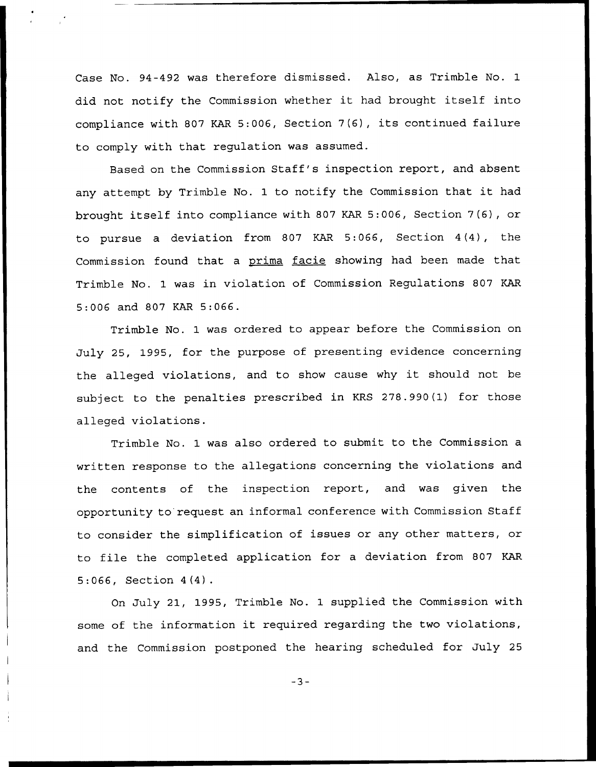Case No. 94-492 was therefore dismissed. Also, as Trimble No. 1 did not notify the Commission whether it had brought itself into compliance with 807 KAR 5:006, Section 7(6), its continued failure to comply with that regulation was assumed.

Based on the Commission Staff's inspection report, and absent any attempt by Trimble No. 1 to notify the Commission that it had brought itself into compliance with 807 KAR 5:006, Section 7(6), or to pursue a deviation from 807 KAR 5:066, Section 4(4), the Commission found that a prima facie showing had been made that Trimble No. 1 was in violation of Commission Regulations 807 KAR 5:006 and 807 KAR 5:066.

Trimble No. 1 was ordered to appear before the Commission on July 25, 1995, for the purpose of presenting evidence concerning the alleged violations, and to show cause why it should not be subject to the penalties prescribed in KRS 278.990(1) for those alleged violations.

Trimble No. 1 was also ordered to submit to the Commission a written response to the allegations concerning the violations and the contents of the inspection report, and was given the opportunity to request an informal conference with Commission Staff to consider the simplification of issues or any other matters, or to file the completed application for a deviation from 807 KAR 5:066, Section 4(4).

On July 21, 1995, Trimble No. 1 supplied the Commission with some of the information it required regarding the two violations, and the Commission postponed the hearing scheduled for July 25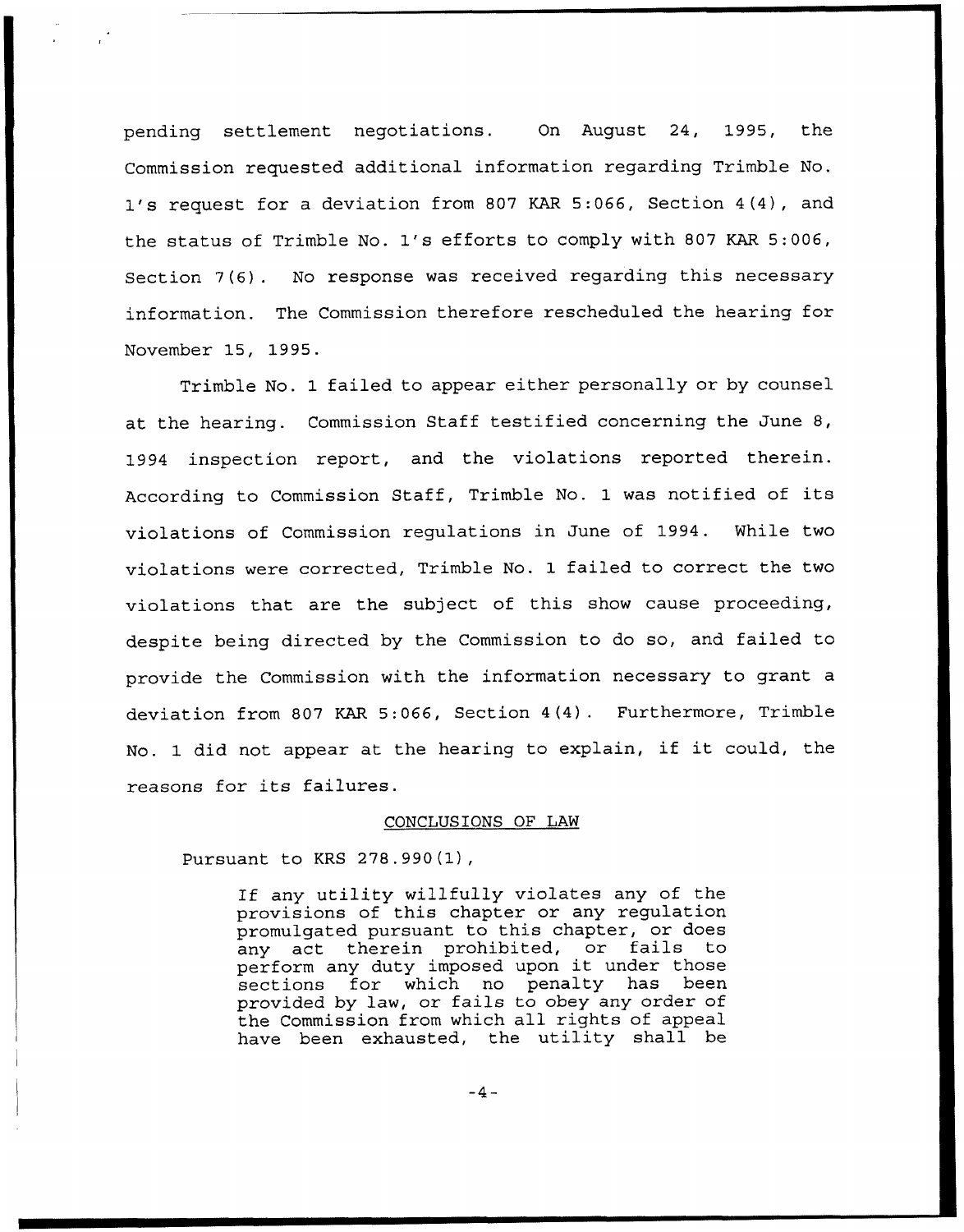pending settlement negotiations. On August 24, 1995, the Commission requested additional information regarding Trimble No. 1's request for a deviation from 807 KAR 5:066, Section 4(4), and the status of Trimble No. 1's efforts to comply with 807 KAR 5:006, Section 7(6). No response was received regarding this necessary information. The Commission therefore rescheduled the hearing for November 15, 1995.

Trimble No. 1 failed to appear either personally or by counsel at the hearing. Commission Staff testified concerning the June 8, 1994 inspection report, and the violations reported therein. According to Commission Staff, Trimble No. 1 was notified of its violations of Commission regulations in June of 1994. While two violations were corrected, Trimble No. 1 failed to correct the two violations that are the subject of this show cause proceeding, despite being directed by the Commission to do so, and failed to provide the Commission with the information necessary to grant a deviation from 807 KAR 5:066, Section 4(4). Furthermore, Trimble No. 1 did not appear at the hearing to explain, if it could, the reasons for its failures.

## CONCLUSIONS OF LAW

Pursuant to KRS 278.990(1),

> If any utility willfully violates any of the provisions of this chapter or any regulation promulgated pursuant to this chapter, or does any act therein prohibited, or fails to perform any duty imposed upon it under those sections for which no penalty has been provided by law, or fails to obey any order of the Commission from which all rights of appeal have been exhausted, the utility shall be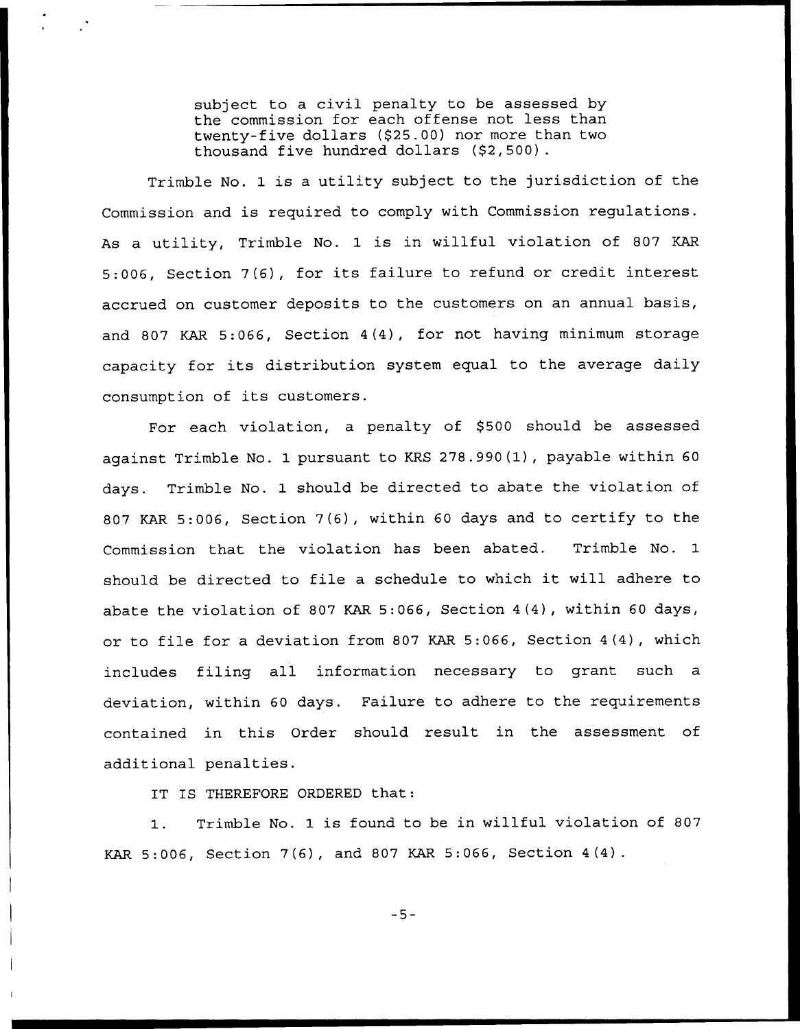> subject to a civil penalty to be assessed by the commission for each offense not less than twenty-five dollars ($25.00) nor more than two thousand five hundred dollars ($2,500).

Trimble No. 1 is a utility subject to the jurisdiction of the Commission and is required to comply with Commission regulations. As a utility, Trimble No. 1 is in willful violation of 807 KAR 5:006, Section 7(6), for its failure to refund or credit interest accrued on customer deposits to the customers on an annual basis, and 807 KAR 5:066, Section 4(4), for not having minimum storage capacity for its distribution system equal to the average daily consumption of its customers.

For each violation, a penalty of $500 should be assessed against Trimble No. 1 pursuant to KRS 278.990(1), payable within 60 days. Trimble No. 1 should be directed to abate the violation of 807 KAR 5:006, Section 7(6), within 60 days and to certify to the Commission that the violation has been abated. Trimble No. 1 should be directed to file a schedule to which it will adhere to abate the violation of 807 KAR 5:066, Section 4(4), within 60 days, or to file for a deviation from 807 KAR 5:066, Section 4(4), which includes filing all information necessary to grant such a deviation, within 60 days. Failure to adhere to the requirements contained in this Order should result in the assessment of additional penalties.

IT IS THEREFORE ORDERED that:

1. Trimble No. 1 is found to be in willful violation of 807 KAR 5:006, Section 7(6), and 807 KAR 5:066, Section 4(4).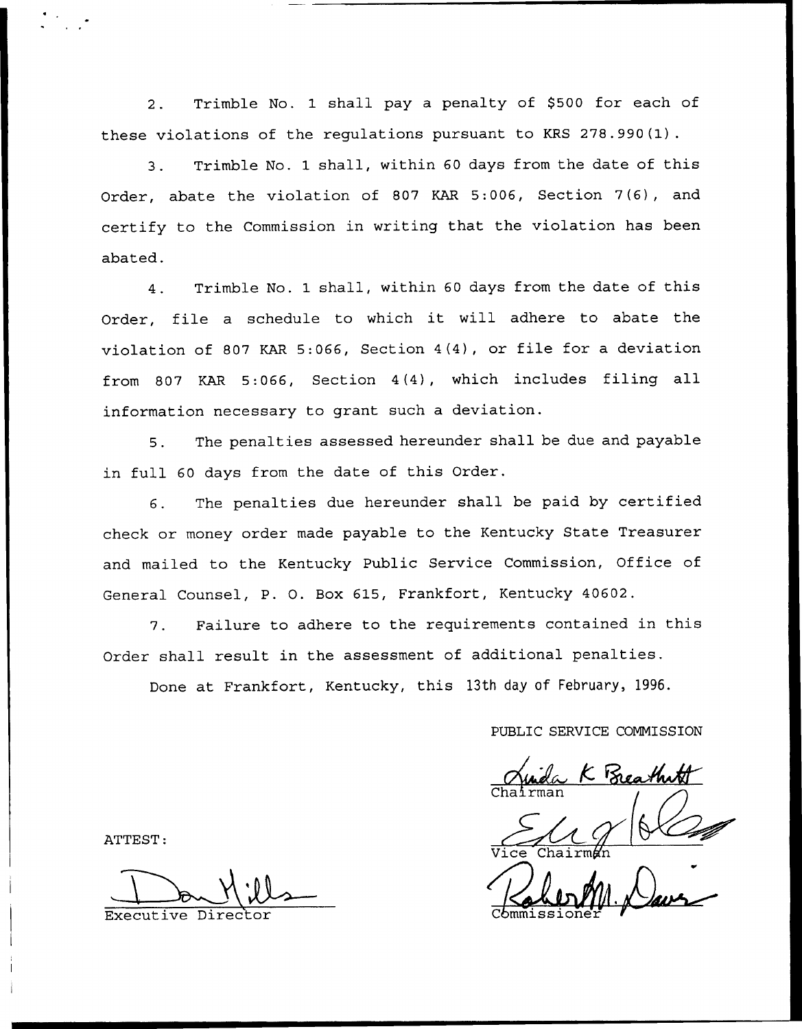2. Trimble No. 1 shall pay a penalty of $500 for each of these violations of the regulations pursuant to KRS 278.990(1).

3. Trimble No. 1 shall, within 60 days from the date of this Order, abate the violation of 807 KAR 5:006, Section 7(6), and certify to the Commission in writing that the violation has been abated.

4. Trimble No. 1 shall, within 60 days from the date of this Order, file a schedule to which it will adhere to abate the violation of 807 KAR 5:066, Section 4(4), or file for a deviation from 807 KAR 5:066, Section 4(4), which includes filing all information necessary to grant such a deviation.

5. The penalties assessed hereunder shall be due and payable in full 60 days from the date of this Order.

6. The penalties due hereunder shall be paid by certified check or money order made payable to the Kentucky State Treasurer and mailed to the Kentucky Public Service Commission, Office of General Counsel, P. O. Box 615, Frankfort, Kentucky 40602.

7. Failure to adhere to the requirements contained in this Order shall result in the assessment of additional penalties.

Done at Frankfort, Kentucky, this 13th day of February, 1996.

PUBLIC SERVICE COMMISSION

Linda K Breathitt
Chairman

Vice Chairman

Robert M. Davis
Commissioner

ATTEST:

Don Mills
Executive Director